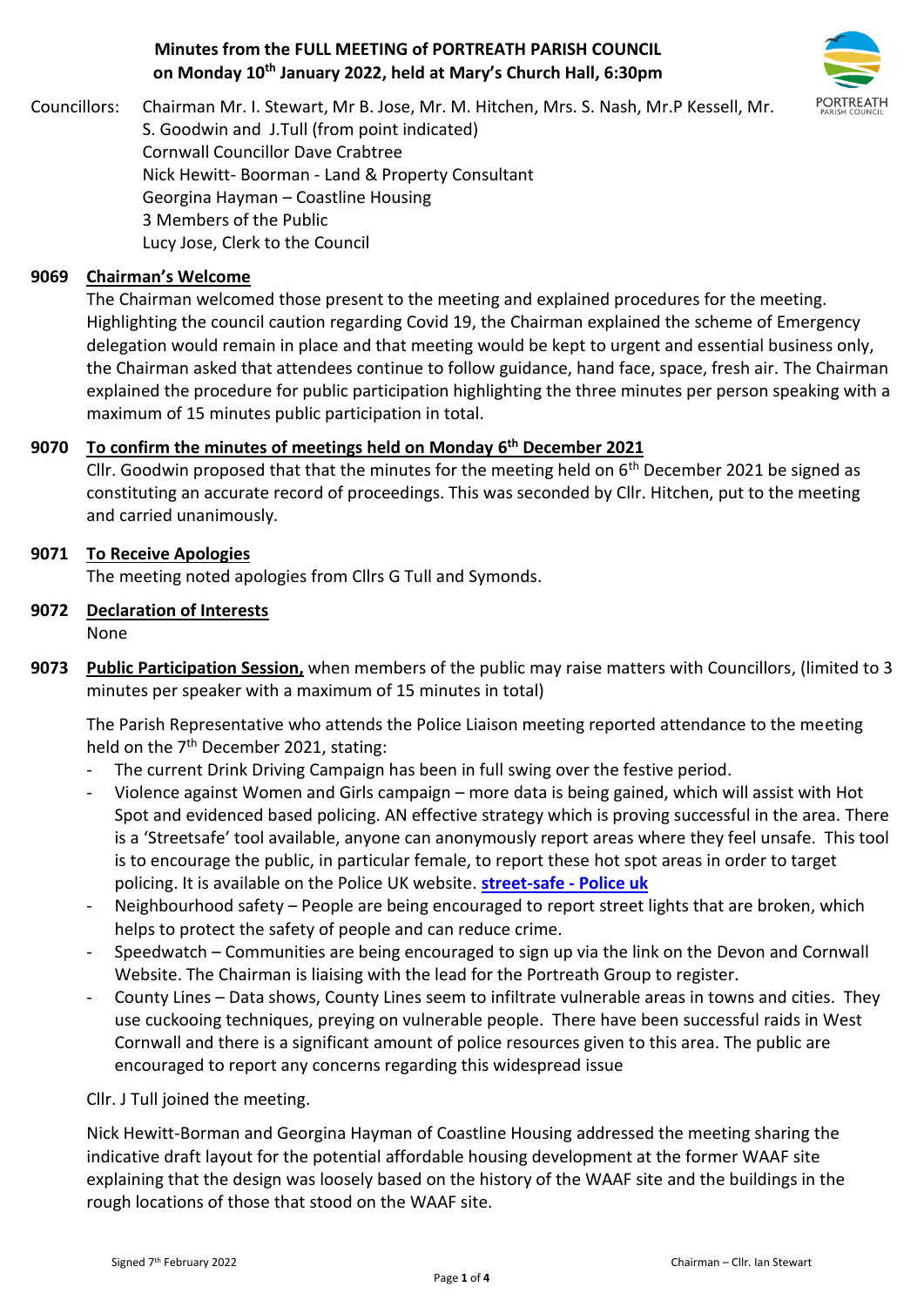# Minutes from the FULL MEETING of PORTREATH PARISH COUNCIL on Monday 10th January 2022, held at Mary's Church Hall, 6:30pm

Councillors: Chairman Mr. I. Stewart, Mr B. Jose, Mr. M. Hitchen, Mrs. S. Nash, Mr.P Kessell, Mr. S. Goodwin and J.Tull (from point indicated)
Cornwall Councillor Dave Crabtree
Nick Hewitt- Boorman - Land & Property Consultant
Georgina Hayman – Coastline Housing
3 Members of the Public
Lucy Jose, Clerk to the Council

## 9069 Chairman's Welcome

The Chairman welcomed those present to the meeting and explained procedures for the meeting. Highlighting the council caution regarding Covid 19, the Chairman explained the scheme of Emergency delegation would remain in place and that meeting would be kept to urgent and essential business only, the Chairman asked that attendees continue to follow guidance, hand face, space, fresh air. The Chairman explained the procedure for public participation highlighting the three minutes per person speaking with a maximum of 15 minutes public participation in total.

## 9070 To confirm the minutes of meetings held on Monday 6th December 2021

Cllr. Goodwin proposed that that the minutes for the meeting held on 6th December 2021 be signed as constituting an accurate record of proceedings. This was seconded by Cllr. Hitchen, put to the meeting and carried unanimously.

## 9071 To Receive Apologies

The meeting noted apologies from Cllrs G Tull and Symonds.

## 9072 Declaration of Interests

None

## 9073 Public Participation Session, when members of the public may raise matters with Councillors, (limited to 3 minutes per speaker with a maximum of 15 minutes in total)

The Parish Representative who attends the Police Liaison meeting reported attendance to the meeting held on the 7th December 2021, stating:

- The current Drink Driving Campaign has been in full swing over the festive period.
- Violence against Women and Girls campaign – more data is being gained, which will assist with Hot Spot and evidenced based policing. AN effective strategy which is proving successful in the area. There is a 'Streetsafe' tool available, anyone can anonymously report areas where they feel unsafe. This tool is to encourage the public, in particular female, to report these hot spot areas in order to target policing. It is available on the Police UK website. **street-safe - Police uk**
- Neighbourhood safety – People are being encouraged to report street lights that are broken, which helps to protect the safety of people and can reduce crime.
- Speedwatch – Communities are being encouraged to sign up via the link on the Devon and Cornwall Website. The Chairman is liaising with the lead for the Portreath Group to register.
- County Lines – Data shows, County Lines seem to infiltrate vulnerable areas in towns and cities. They use cuckooing techniques, preying on vulnerable people. There have been successful raids in West Cornwall and there is a significant amount of police resources given to this area. The public are encouraged to report any concerns regarding this widespread issue

Cllr. J Tull joined the meeting.

Nick Hewitt-Borman and Georgina Hayman of Coastline Housing addressed the meeting sharing the indicative draft layout for the potential affordable housing development at the former WAAF site explaining that the design was loosely based on the history of the WAAF site and the buildings in the rough locations of those that stood on the WAAF site.

Signed 7th February 2022 Chairman – Cllr. Ian Stewart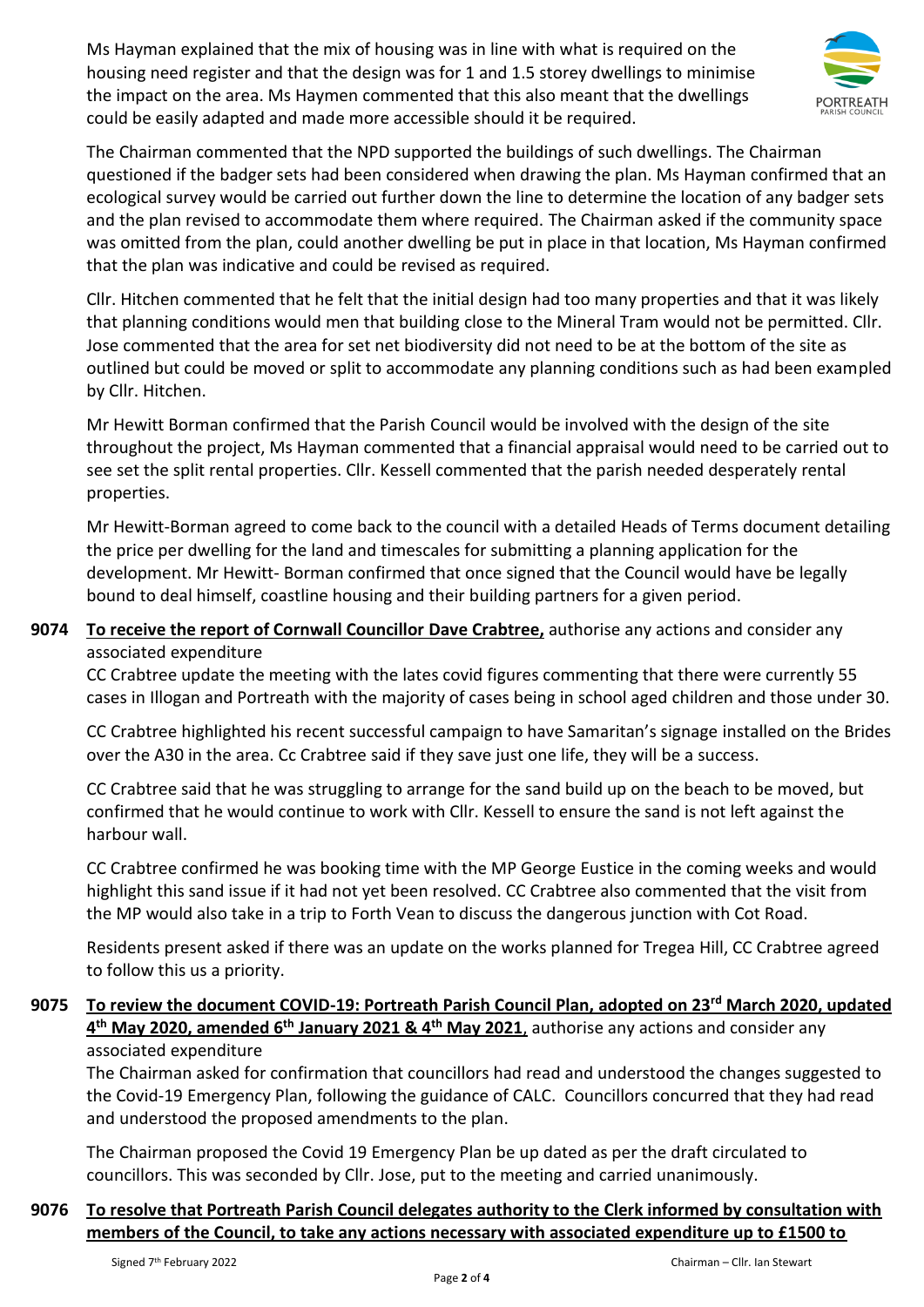Ms Hayman explained that the mix of housing was in line with what is required on the housing need register and that the design was for 1 and 1.5 storey dwellings to minimise the impact on the area. Ms Haymen commented that this also meant that the dwellings could be easily adapted and made more accessible should it be required.

The Chairman commented that the NPD supported the buildings of such dwellings. The Chairman questioned if the badger sets had been considered when drawing the plan. Ms Hayman confirmed that an ecological survey would be carried out further down the line to determine the location of any badger sets and the plan revised to accommodate them where required. The Chairman asked if the community space was omitted from the plan, could another dwelling be put in place in that location, Ms Hayman confirmed that the plan was indicative and could be revised as required.

Cllr. Hitchen commented that he felt that the initial design had too many properties and that it was likely that planning conditions would men that building close to the Mineral Tram would not be permitted. Cllr. Jose commented that the area for set net biodiversity did not need to be at the bottom of the site as outlined but could be moved or split to accommodate any planning conditions such as had been exampled by Cllr. Hitchen.

Mr Hewitt Borman confirmed that the Parish Council would be involved with the design of the site throughout the project, Ms Hayman commented that a financial appraisal would need to be carried out to see set the split rental properties. Cllr. Kessell commented that the parish needed desperately rental properties.

Mr Hewitt-Borman agreed to come back to the council with a detailed Heads of Terms document detailing the price per dwelling for the land and timescales for submitting a planning application for the development. Mr Hewitt- Borman confirmed that once signed that the Council would have be legally bound to deal himself, coastline housing and their building partners for a given period.

**9074** **To receive the report of Cornwall Councillor Dave Crabtree,** authorise any actions and consider any associated expenditure

CC Crabtree update the meeting with the lates covid figures commenting that there were currently 55 cases in Illogan and Portreath with the majority of cases being in school aged children and those under 30.

CC Crabtree highlighted his recent successful campaign to have Samaritan's signage installed on the Brides over the A30 in the area. Cc Crabtree said if they save just one life, they will be a success.

CC Crabtree said that he was struggling to arrange for the sand build up on the beach to be moved, but confirmed that he would continue to work with Cllr. Kessell to ensure the sand is not left against the harbour wall.

CC Crabtree confirmed he was booking time with the MP George Eustice in the coming weeks and would highlight this sand issue if it had not yet been resolved. CC Crabtree also commented that the visit from the MP would also take in a trip to Forth Vean to discuss the dangerous junction with Cot Road.

Residents present asked if there was an update on the works planned for Tregea Hill, CC Crabtree agreed to follow this us a priority.

**9075** **To review the document COVID-19: Portreath Parish Council Plan, adopted on 23rd March 2020, updated 4th May 2020, amended 6th January 2021 & 4th May 2021**, authorise any actions and consider any associated expenditure

The Chairman asked for confirmation that councillors had read and understood the changes suggested to the Covid-19 Emergency Plan, following the guidance of CALC. Councillors concurred that they had read and understood the proposed amendments to the plan.

The Chairman proposed the Covid 19 Emergency Plan be up dated as per the draft circulated to councillors. This was seconded by Cllr. Jose, put to the meeting and carried unanimously.

**9076** **To resolve that Portreath Parish Council delegates authority to the Clerk informed by consultation with members of the Council, to take any actions necessary with associated expenditure up to £1500 to**

Signed 7th February 2022 Chairman – Cllr. Ian Stewart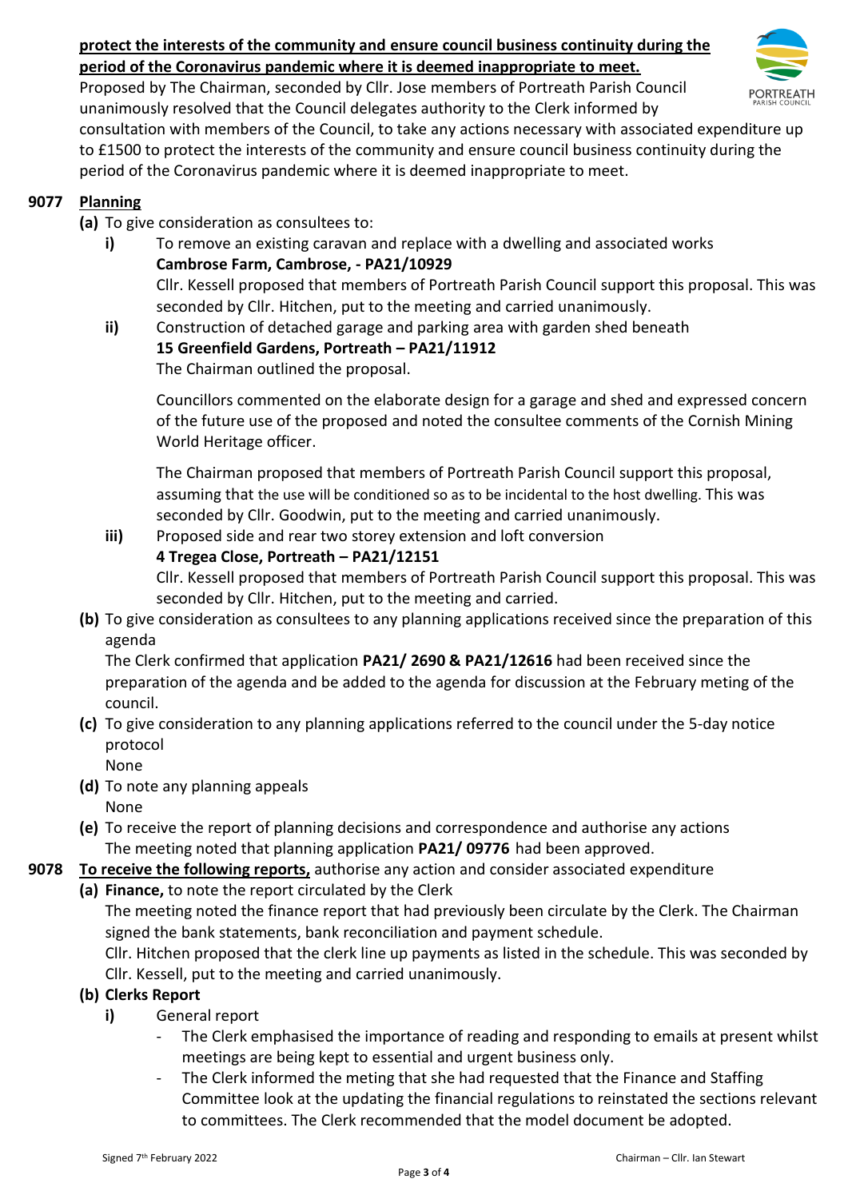**protect the interests of the community and ensure council business continuity during the period of the Coronavirus pandemic where it is deemed inappropriate to meet.**

Proposed by The Chairman, seconded by Cllr. Jose members of Portreath Parish Council unanimously resolved that the Council delegates authority to the Clerk informed by consultation with members of the Council, to take any actions necessary with associated expenditure up to £1500 to protect the interests of the community and ensure council business continuity during the period of the Coronavirus pandemic where it is deemed inappropriate to meet.

**9077 Planning**

**(a)** To give consideration as consultees to:

**i)** To remove an existing caravan and replace with a dwelling and associated works
**Cambrose Farm, Cambrose, - PA21/10929**
Cllr. Kessell proposed that members of Portreath Parish Council support this proposal. This was seconded by Cllr. Hitchen, put to the meeting and carried unanimously.

**ii)** Construction of detached garage and parking area with garden shed beneath
**15 Greenfield Gardens, Portreath – PA21/11912**
The Chairman outlined the proposal.

Councillors commented on the elaborate design for a garage and shed and expressed concern of the future use of the proposed and noted the consultee comments of the Cornish Mining World Heritage officer.

The Chairman proposed that members of Portreath Parish Council support this proposal, assuming that the use will be conditioned so as to be incidental to the host dwelling. This was seconded by Cllr. Goodwin, put to the meeting and carried unanimously.

**iii)** Proposed side and rear two storey extension and loft conversion
**4 Tregea Close, Portreath – PA21/12151**
Cllr. Kessell proposed that members of Portreath Parish Council support this proposal. This was seconded by Cllr. Hitchen, put to the meeting and carried.

**(b)** To give consideration as consultees to any planning applications received since the preparation of this agenda
The Clerk confirmed that application **PA21/ 2690 & PA21/12616** had been received since the preparation of the agenda and be added to the agenda for discussion at the February meting of the council.

**(c)** To give consideration to any planning applications referred to the council under the 5-day notice protocol
None

**(d)** To note any planning appeals
None

**(e)** To receive the report of planning decisions and correspondence and authorise any actions
The meeting noted that planning application **PA21/ 09776** had been approved.

**9078 To receive the following reports,** authorise any action and consider associated expenditure

**(a) Finance,** to note the report circulated by the Clerk
The meeting noted the finance report that had previously been circulate by the Clerk. The Chairman signed the bank statements, bank reconciliation and payment schedule.
Cllr. Hitchen proposed that the clerk line up payments as listed in the schedule. This was seconded by Cllr. Kessell, put to the meeting and carried unanimously.

**(b) Clerks Report**

**i)** General report

- The Clerk emphasised the importance of reading and responding to emails at present whilst meetings are being kept to essential and urgent business only.
- The Clerk informed the meting that she had requested that the Finance and Staffing Committee look at the updating the financial regulations to reinstated the sections relevant to committees. The Clerk recommended that the model document be adopted.

Signed 7th February 2022 Chairman – Cllr. Ian Stewart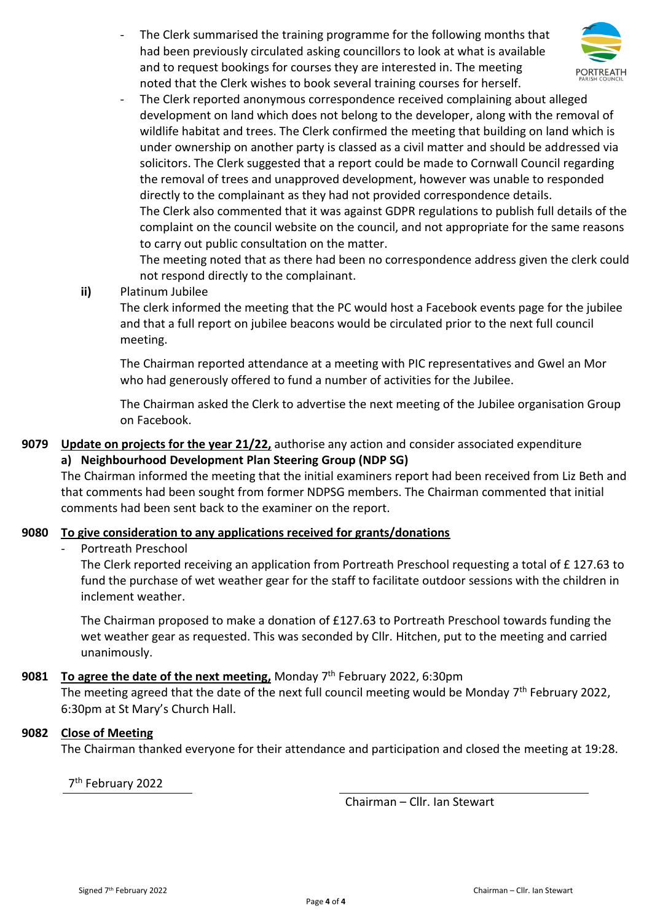- The Clerk summarised the training programme for the following months that had been previously circulated asking councillors to look at what is available and to request bookings for courses they are interested in. The meeting noted that the Clerk wishes to book several training courses for herself.
- The Clerk reported anonymous correspondence received complaining about alleged development on land which does not belong to the developer, along with the removal of wildlife habitat and trees. The Clerk confirmed the meeting that building on land which is under ownership on another party is classed as a civil matter and should be addressed via solicitors. The Clerk suggested that a report could be made to Cornwall Council regarding the removal of trees and unapproved development, however was unable to responded directly to the complainant as they had not provided correspondence details.

  The Clerk also commented that it was against GDPR regulations to publish full details of the complaint on the council website on the council, and not appropriate for the same reasons to carry out public consultation on the matter.

  The meeting noted that as there had been no correspondence address given the clerk could not respond directly to the complainant.

**ii)** Platinum Jubilee

The clerk informed the meeting that the PC would host a Facebook events page for the jubilee and that a full report on jubilee beacons would be circulated prior to the next full council meeting.

The Chairman reported attendance at a meeting with PIC representatives and Gwel an Mor who had generously offered to fund a number of activities for the Jubilee.

The Chairman asked the Clerk to advertise the next meeting of the Jubilee organisation Group on Facebook.

**9079** **Update on projects for the year 21/22,** authorise any action and consider associated expenditure

**a) Neighbourhood Development Plan Steering Group (NDP SG)**

The Chairman informed the meeting that the initial examiners report had been received from Liz Beth and that comments had been sought from former NDPSG members. The Chairman commented that initial comments had been sent back to the examiner on the report.

**9080** **To give consideration to any applications received for grants/donations**

- Portreath Preschool

  The Clerk reported receiving an application from Portreath Preschool requesting a total of £ 127.63 to fund the purchase of wet weather gear for the staff to facilitate outdoor sessions with the children in inclement weather.

  The Chairman proposed to make a donation of £127.63 to Portreath Preschool towards funding the wet weather gear as requested. This was seconded by Cllr. Hitchen, put to the meeting and carried unanimously.

**9081** **To agree the date of the next meeting,** Monday 7th February 2022, 6:30pm

The meeting agreed that the date of the next full council meeting would be Monday 7th February 2022, 6:30pm at St Mary's Church Hall.

**9082** **Close of Meeting**

The Chairman thanked everyone for their attendance and participation and closed the meeting at 19:28.

7th February 2022

Chairman – Cllr. Ian Stewart